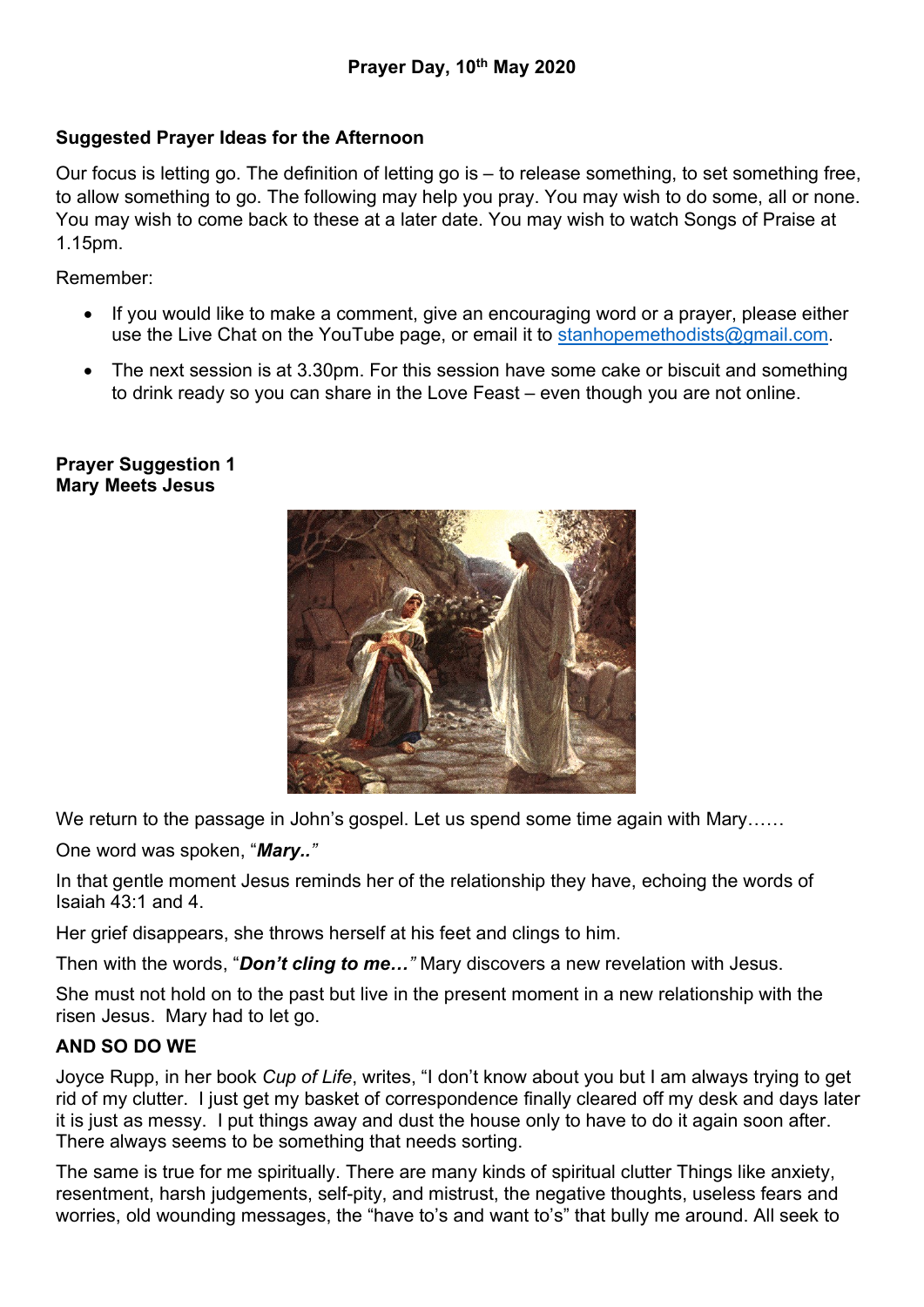# Prayer Day, 10th May 2020

## Suggested Prayer Ideas for the Afternoon

Our focus is letting go. The definition of letting go is – to release something, to set something free, to allow something to go. The following may help you pray. You may wish to do some, all or none. You may wish to come back to these at a later date. You may wish to watch Songs of Praise at 1.15pm.

Remember:

- If you would like to make a comment, give an encouraging word or a prayer, please either use the Live Chat on the YouTube page, or email it to stanhopemethodists@gmail.com.
- The next session is at 3.30pm. For this session have some cake or biscuit and something to drink ready so you can share in the Love Feast – even though you are not online.

**Prayer Suggestion 1**
**Mary Meets Jesus**

We return to the passage in John's gospel. Let us spend some time again with Mary……

One word was spoken, "***Mary..***"

In that gentle moment Jesus reminds her of the relationship they have, echoing the words of Isaiah 43:1 and 4.

Her grief disappears, she throws herself at his feet and clings to him.

Then with the words, "***Don't cling to me…***" Mary discovers a new revelation with Jesus.

She must not hold on to the past but live in the present moment in a new relationship with the risen Jesus. Mary had to let go.

**AND SO DO WE**

Joyce Rupp, in her book *Cup of Life*, writes, "I don't know about you but I am always trying to get rid of my clutter. I just get my basket of correspondence finally cleared off my desk and days later it is just as messy. I put things away and dust the house only to have to do it again soon after. There always seems to be something that needs sorting.

The same is true for me spiritually. There are many kinds of spiritual clutter Things like anxiety, resentment, harsh judgements, self-pity, and mistrust, the negative thoughts, useless fears and worries, old wounding messages, the "have to's and want to's" that bully me around. All seek to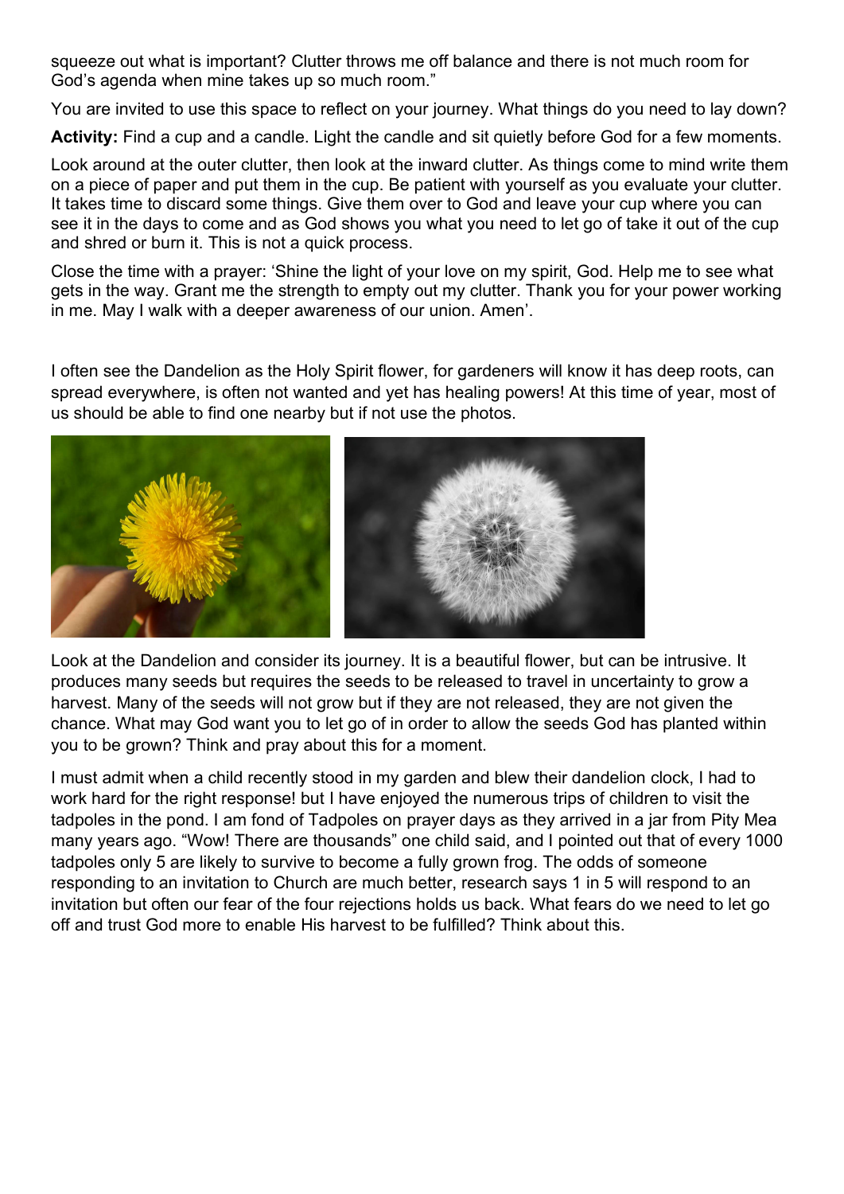squeeze out what is important? Clutter throws me off balance and there is not much room for God's agenda when mine takes up so much room."

You are invited to use this space to reflect on your journey. What things do you need to lay down?

**Activity:** Find a cup and a candle. Light the candle and sit quietly before God for a few moments.

Look around at the outer clutter, then look at the inward clutter. As things come to mind write them on a piece of paper and put them in the cup. Be patient with yourself as you evaluate your clutter. It takes time to discard some things. Give them over to God and leave your cup where you can see it in the days to come and as God shows you what you need to let go of take it out of the cup and shred or burn it. This is not a quick process.

Close the time with a prayer: 'Shine the light of your love on my spirit, God. Help me to see what gets in the way. Grant me the strength to empty out my clutter. Thank you for your power working in me. May I walk with a deeper awareness of our union. Amen'.

I often see the Dandelion as the Holy Spirit flower, for gardeners will know it has deep roots, can spread everywhere, is often not wanted and yet has healing powers! At this time of year, most of us should be able to find one nearby but if not use the photos.

Look at the Dandelion and consider its journey. It is a beautiful flower, but can be intrusive. It produces many seeds but requires the seeds to be released to travel in uncertainty to grow a harvest. Many of the seeds will not grow but if they are not released, they are not given the chance. What may God want you to let go of in order to allow the seeds God has planted within you to be grown? Think and pray about this for a moment.

I must admit when a child recently stood in my garden and blew their dandelion clock, I had to work hard for the right response! but I have enjoyed the numerous trips of children to visit the tadpoles in the pond. I am fond of Tadpoles on prayer days as they arrived in a jar from Pity Mea many years ago. "Wow! There are thousands" one child said, and I pointed out that of every 1000 tadpoles only 5 are likely to survive to become a fully grown frog. The odds of someone responding to an invitation to Church are much better, research says 1 in 5 will respond to an invitation but often our fear of the four rejections holds us back. What fears do we need to let go off and trust God more to enable His harvest to be fulfilled? Think about this.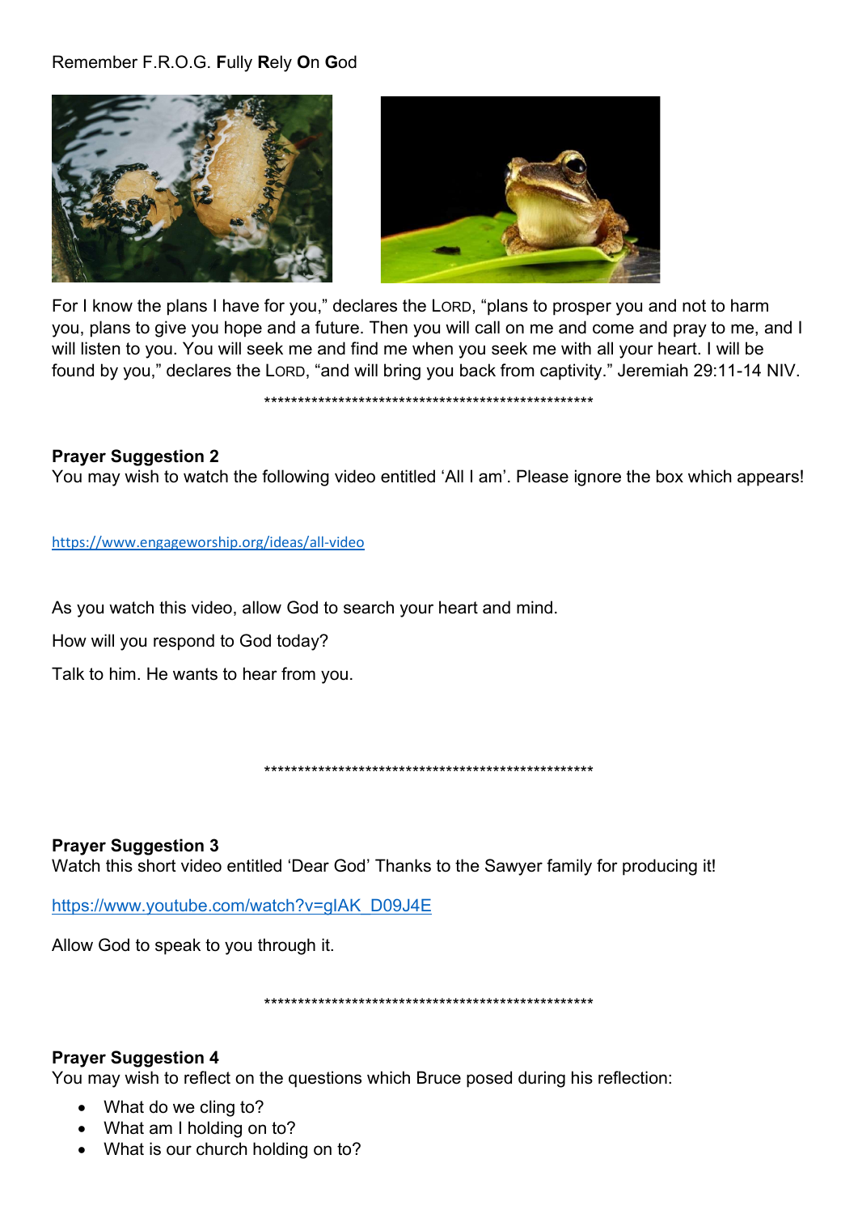Remember F.R.O.G. **F**ully **R**ely **O**n **G**od

For I know the plans I have for you," declares the LORD, "plans to prosper you and not to harm you, plans to give you hope and a future. Then you will call on me and come and pray to me, and I will listen to you. You will seek me and find me when you seek me with all your heart. I will be found by you," declares the LORD, "and will bring you back from captivity." Jeremiah 29:11-14 NIV.

****************************************************

**Prayer Suggestion 2**
You may wish to watch the following video entitled 'All I am'. Please ignore the box which appears!

https://www.engageworship.org/ideas/all-video

As you watch this video, allow God to search your heart and mind.

How will you respond to God today?

Talk to him. He wants to hear from you.

****************************************************

**Prayer Suggestion 3**
Watch this short video entitled 'Dear God' Thanks to the Sawyer family for producing it!

https://www.youtube.com/watch?v=gIAK_D09J4E

Allow God to speak to you through it.

****************************************************

**Prayer Suggestion 4**
You may wish to reflect on the questions which Bruce posed during his reflection:

- What do we cling to?
- What am I holding on to?
- What is our church holding on to?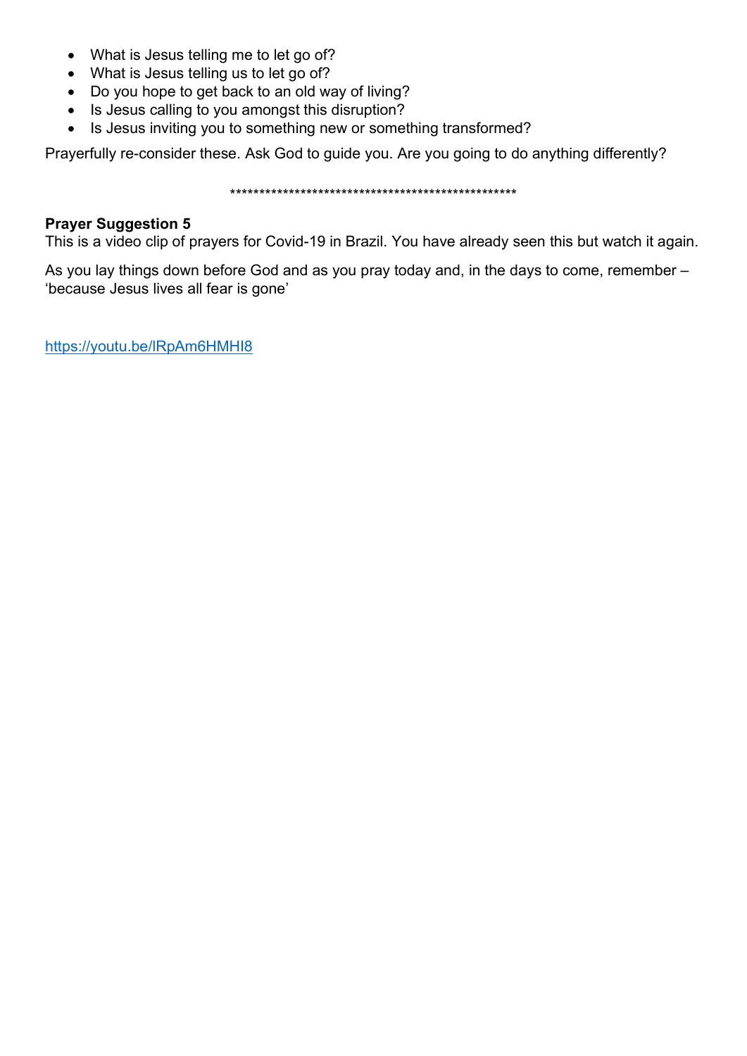- What is Jesus telling me to let go of?
- What is Jesus telling us to let go of?
- Do you hope to get back to an old way of living?
- Is Jesus calling to you amongst this disruption?
- Is Jesus inviting you to something new or something transformed?

Prayerfully re-consider these. Ask God to guide you. Are you going to do anything differently?

**************************************************

**Prayer Suggestion 5**
This is a video clip of prayers for Covid-19 in Brazil. You have already seen this but watch it again.

As you lay things down before God and as you pray today and, in the days to come, remember – 'because Jesus lives all fear is gone'

https://youtu.be/lRpAm6HMHI8